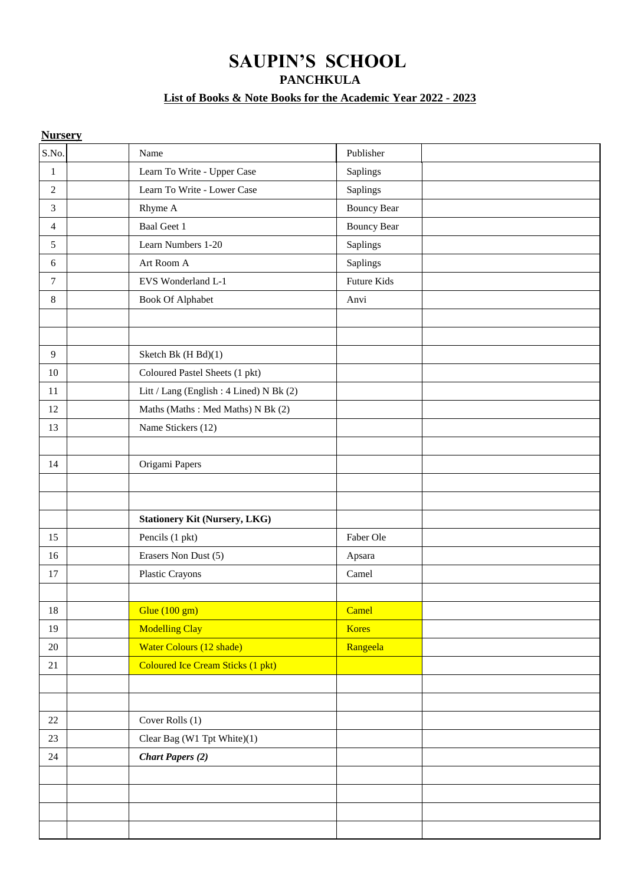# SAUPIN'S SCHOOL

## PANCHKULA

**List of Books & Note Books for the Academic Year 2022 - 2023**

**Nursery**

| S.No. | | Name | Publisher | |
|---|---|---|---|---|
| 1 | | Learn To Write - Upper Case | Saplings | |
| 2 | | Learn To Write - Lower Case | Saplings | |
| 3 | | Rhyme A | Bouncy Bear | |
| 4 | | Baal Geet 1 | Bouncy Bear | |
| 5 | | Learn Numbers 1-20 | Saplings | |
| 6 | | Art Room A | Saplings | |
| 7 | | EVS Wonderland L-1 | Future Kids | |
| 8 | | Book Of Alphabet | Anvi | |
| | | | | |
| | | | | |
| 9 | | Sketch Bk (H Bd)(1) | | |
| 10 | | Coloured Pastel Sheets (1 pkt) | | |
| 11 | | Litt / Lang (English : 4 Lined) N Bk (2) | | |
| 12 | | Maths (Maths : Med Maths) N Bk (2) | | |
| 13 | | Name Stickers (12) | | |
| | | | | |
| 14 | | Origami Papers | | |
| | | | | |
| | | | | |
| | | **Stationery Kit (Nursery, LKG)** | | |
| 15 | | Pencils (1 pkt) | Faber Ole | |
| 16 | | Erasers Non Dust (5) | Apsara | |
| 17 | | Plastic Crayons | Camel | |
| | | | | |
| 18 | | Glue (100 gm) | Camel | |
| 19 | | Modelling Clay | Kores | |
| 20 | | Water Colours (12 shade) | Rangeela | |
| 21 | | Coloured Ice Cream Sticks (1 pkt) | | |
| | | | | |
| | | | | |
| 22 | | Cover Rolls (1) | | |
| 23 | | Clear Bag (W1 Tpt White)(1) | | |
| 24 | | ***Chart Papers (2)*** | | |
| | | | | |
| | | | | |
| | | | | |
| | | | | |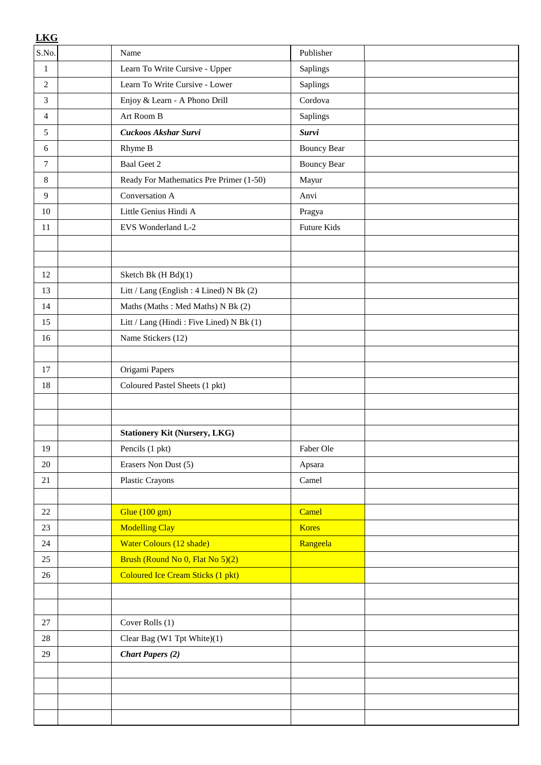**LKG**

| S.No. | | Name | Publisher | |
|---|---|---|---|---|
| 1 | | Learn To Write Cursive - Upper | Saplings | |
| 2 | | Learn To Write Cursive - Lower | Saplings | |
| 3 | | Enjoy & Learn - A Phono Drill | Cordova | |
| 4 | | Art Room B | Saplings | |
| 5 | | ***Cuckoos Akshar Survi*** | ***Survi*** | |
| 6 | | Rhyme B | Bouncy Bear | |
| 7 | | Baal Geet 2 | Bouncy Bear | |
| 8 | | Ready For Mathematics Pre Primer (1-50) | Mayur | |
| 9 | | Conversation A | Anvi | |
| 10 | | Little Genius Hindi A | Pragya | |
| 11 | | EVS Wonderland L-2 | Future Kids | |
| | | | | |
| | | | | |
| 12 | | Sketch Bk (H Bd)(1) | | |
| 13 | | Litt / Lang (English : 4 Lined) N Bk (2) | | |
| 14 | | Maths (Maths : Med Maths) N Bk (2) | | |
| 15 | | Litt / Lang (Hindi : Five Lined) N Bk (1) | | |
| 16 | | Name Stickers (12) | | |
| | | | | |
| 17 | | Origami Papers | | |
| 18 | | Coloured Pastel Sheets (1 pkt) | | |
| | | | | |
| | | | | |
| | | **Stationery Kit (Nursery, LKG)** | | |
| 19 | | Pencils (1 pkt) | Faber Ole | |
| 20 | | Erasers Non Dust (5) | Apsara | |
| 21 | | Plastic Crayons | Camel | |
| | | | | |
| 22 | | Glue (100 gm) | Camel | |
| 23 | | Modelling Clay | Kores | |
| 24 | | Water Colours (12 shade) | Rangeela | |
| 25 | | Brush (Round No 0, Flat No 5)(2) | | |
| 26 | | Coloured Ice Cream Sticks (1 pkt) | | |
| | | | | |
| | | | | |
| 27 | | Cover Rolls (1) | | |
| 28 | | Clear Bag (W1 Tpt White)(1) | | |
| 29 | | ***Chart Papers (2)*** | | |
| | | | | |
| | | | | |
| | | | | |
| | | | | |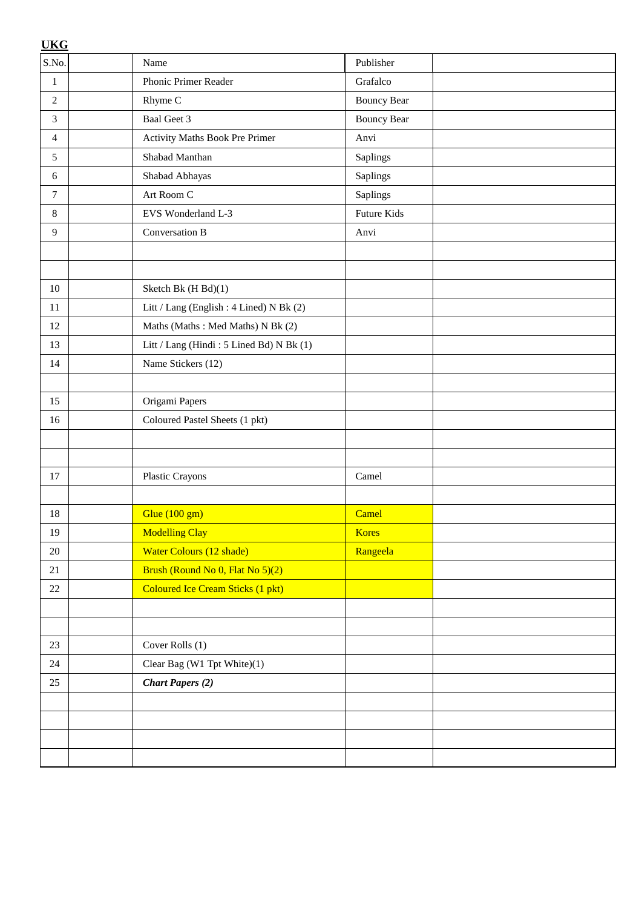**UKG**

| S.No. | | Name | Publisher | |
|---|---|---|---|---|
| 1 | | Phonic Primer Reader | Grafalco | |
| 2 | | Rhyme C | Bouncy Bear | |
| 3 | | Baal Geet 3 | Bouncy Bear | |
| 4 | | Activity Maths Book Pre Primer | Anvi | |
| 5 | | Shabad Manthan | Saplings | |
| 6 | | Shabad Abhayas | Saplings | |
| 7 | | Art Room C | Saplings | |
| 8 | | EVS Wonderland L-3 | Future Kids | |
| 9 | | Conversation B | Anvi | |
| | | | | |
| | | | | |
| 10 | | Sketch Bk (H Bd)(1) | | |
| 11 | | Litt / Lang (English : 4 Lined) N Bk (2) | | |
| 12 | | Maths (Maths : Med Maths) N Bk (2) | | |
| 13 | | Litt / Lang (Hindi : 5 Lined Bd) N Bk (1) | | |
| 14 | | Name Stickers (12) | | |
| | | | | |
| 15 | | Origami Papers | | |
| 16 | | Coloured Pastel Sheets (1 pkt) | | |
| | | | | |
| | | | | |
| 17 | | Plastic Crayons | Camel | |
| | | | | |
| 18 | | Glue (100 gm) | Camel | |
| 19 | | Modelling Clay | Kores | |
| 20 | | Water Colours (12 shade) | Rangeela | |
| 21 | | Brush (Round No 0, Flat No 5)(2) | | |
| 22 | | Coloured Ice Cream Sticks (1 pkt) | | |
| | | | | |
| | | | | |
| 23 | | Cover Rolls (1) | | |
| 24 | | Clear Bag (W1 Tpt White)(1) | | |
| 25 | | ***Chart Papers (2)*** | | |
| | | | | |
| | | | | |
| | | | | |
| | | | | |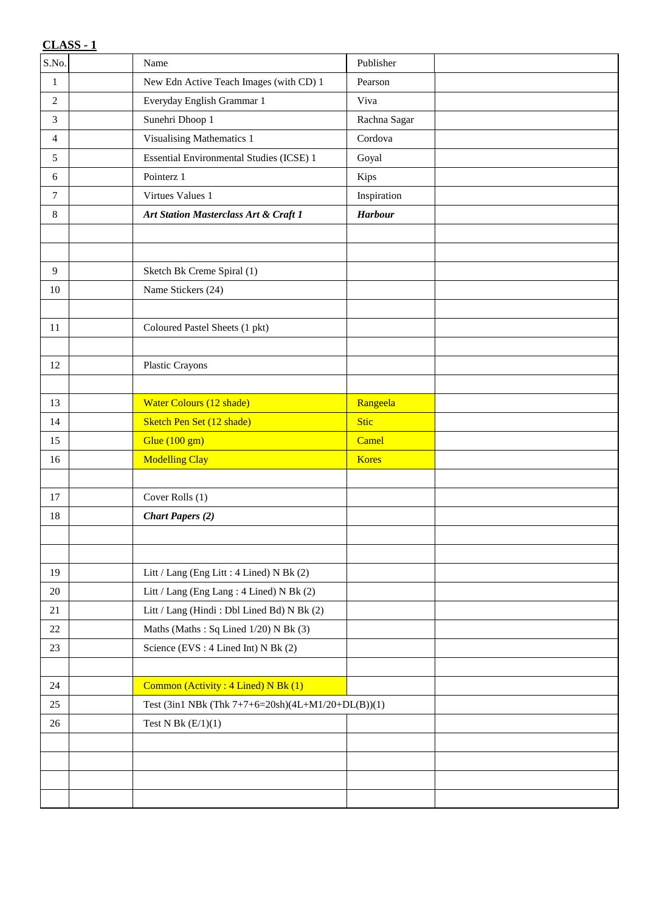**CLASS - 1**

| S.No. | | Name | Publisher | |
|---|---|---|---|---|
| 1 | | New Edn Active Teach Images (with CD) 1 | Pearson | |
| 2 | | Everyday English Grammar 1 | Viva | |
| 3 | | Sunehri Dhoop 1 | Rachna Sagar | |
| 4 | | Visualising Mathematics 1 | Cordova | |
| 5 | | Essential Environmental Studies (ICSE) 1 | Goyal | |
| 6 | | Pointerz 1 | Kips | |
| 7 | | Virtues Values 1 | Inspiration | |
| 8 | | ***Art Station Masterclass Art & Craft 1*** | ***Harbour*** | |
| | | | | |
| | | | | |
| 9 | | Sketch Bk Creme Spiral (1) | | |
| 10 | | Name Stickers (24) | | |
| | | | | |
| 11 | | Coloured Pastel Sheets (1 pkt) | | |
| | | | | |
| 12 | | Plastic Crayons | | |
| | | | | |
| 13 | | Water Colours (12 shade) | Rangeela | |
| 14 | | Sketch Pen Set (12 shade) | Stic | |
| 15 | | Glue (100 gm) | Camel | |
| 16 | | Modelling Clay | Kores | |
| | | | | |
| 17 | | Cover Rolls (1) | | |
| 18 | | ***Chart Papers (2)*** | | |
| | | | | |
| | | | | |
| 19 | | Litt / Lang (Eng Litt : 4 Lined) N Bk (2) | | |
| 20 | | Litt / Lang (Eng Lang : 4 Lined) N Bk (2) | | |
| 21 | | Litt / Lang (Hindi : Dbl Lined Bd) N Bk (2) | | |
| 22 | | Maths (Maths : Sq Lined 1/20) N Bk (3) | | |
| 23 | | Science (EVS : 4 Lined Int) N Bk (2) | | |
| | | | | |
| 24 | | Common (Activity : 4 Lined) N Bk (1) | | |
| 25 | | Test (3in1 NBk (Thk 7+7+6=20sh)(4L+M1/20+DL(B))(1) | | |
| 26 | | Test N Bk (E/1)(1) | | |
| | | | | |
| | | | | |
| | | | | |
| | | | | |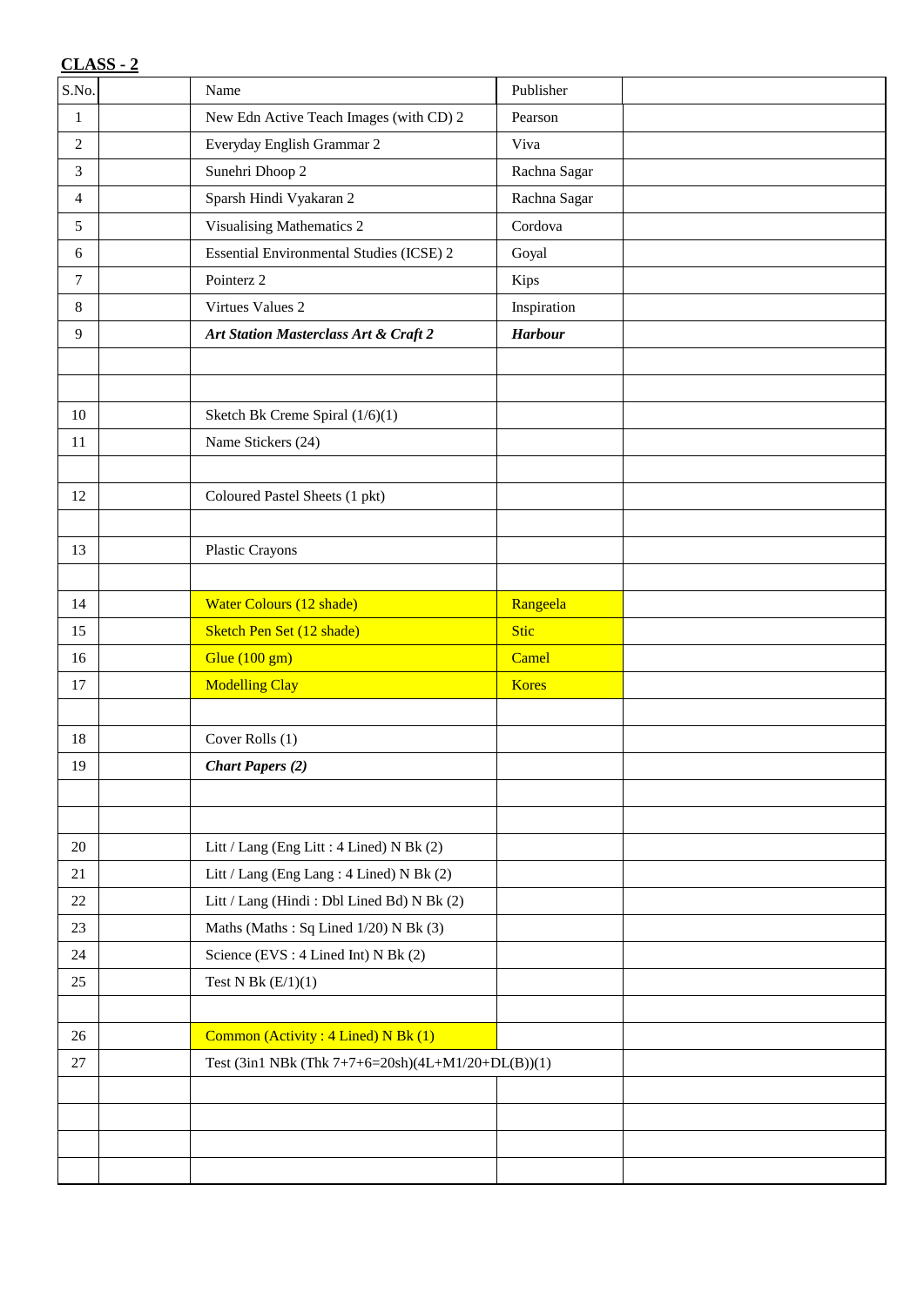**CLASS - 2**

| S.No. | | Name | Publisher | |
|---|---|---|---|---|
| 1 | | New Edn Active Teach Images (with CD) 2 | Pearson | |
| 2 | | Everyday English Grammar 2 | Viva | |
| 3 | | Sunehri Dhoop 2 | Rachna Sagar | |
| 4 | | Sparsh Hindi Vyakaran 2 | Rachna Sagar | |
| 5 | | Visualising Mathematics 2 | Cordova | |
| 6 | | Essential Environmental Studies (ICSE) 2 | Goyal | |
| 7 | | Pointerz 2 | Kips | |
| 8 | | Virtues Values 2 | Inspiration | |
| 9 | | ***Art Station Masterclass Art & Craft 2*** | ***Harbour*** | |
| | | | | |
| | | | | |
| 10 | | Sketch Bk Creme Spiral (1/6)(1) | | |
| 11 | | Name Stickers (24) | | |
| | | | | |
| 12 | | Coloured Pastel Sheets (1 pkt) | | |
| | | | | |
| 13 | | Plastic Crayons | | |
| | | | | |
| 14 | | Water Colours (12 shade) | Rangeela | |
| 15 | | Sketch Pen Set (12 shade) | Stic | |
| 16 | | Glue (100 gm) | Camel | |
| 17 | | Modelling Clay | Kores | |
| | | | | |
| 18 | | Cover Rolls (1) | | |
| 19 | | ***Chart Papers (2)*** | | |
| | | | | |
| | | | | |
| 20 | | Litt / Lang (Eng Litt : 4 Lined) N Bk (2) | | |
| 21 | | Litt / Lang (Eng Lang : 4 Lined) N Bk (2) | | |
| 22 | | Litt / Lang (Hindi : Dbl Lined Bd) N Bk (2) | | |
| 23 | | Maths (Maths : Sq Lined 1/20) N Bk (3) | | |
| 24 | | Science (EVS : 4 Lined Int) N Bk (2) | | |
| 25 | | Test N Bk (E/1)(1) | | |
| | | | | |
| 26 | | Common (Activity : 4 Lined) N Bk (1) | | |
| 27 | | Test (3in1 NBk (Thk 7+7+6=20sh)(4L+M1/20+DL(B))(1) | | |
| | | | | |
| | | | | |
| | | | | |
| | | | | |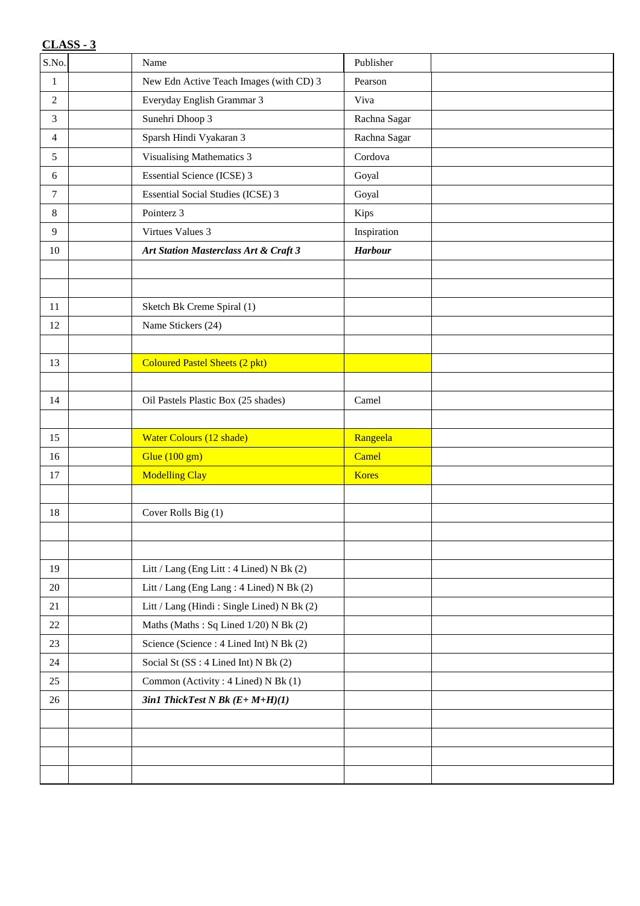**CLASS - 3**

| S.No. | | Name | Publisher | |
|---|---|---|---|---|
| 1 | | New Edn Active Teach Images (with CD) 3 | Pearson | |
| 2 | | Everyday English Grammar 3 | Viva | |
| 3 | | Sunehri Dhoop 3 | Rachna Sagar | |
| 4 | | Sparsh Hindi Vyakaran 3 | Rachna Sagar | |
| 5 | | Visualising Mathematics 3 | Cordova | |
| 6 | | Essential Science (ICSE) 3 | Goyal | |
| 7 | | Essential Social Studies (ICSE) 3 | Goyal | |
| 8 | | Pointerz 3 | Kips | |
| 9 | | Virtues Values 3 | Inspiration | |
| 10 | | ***Art Station Masterclass Art & Craft 3*** | ***Harbour*** | |
| | | | | |
| | | | | |
| 11 | | Sketch Bk Creme Spiral (1) | | |
| 12 | | Name Stickers (24) | | |
| | | | | |
| 13 | | Coloured Pastel Sheets (2 pkt) | | |
| | | | | |
| 14 | | Oil Pastels Plastic Box (25 shades) | Camel | |
| | | | | |
| 15 | | Water Colours (12 shade) | Rangeela | |
| 16 | | Glue (100 gm) | Camel | |
| 17 | | Modelling Clay | Kores | |
| | | | | |
| 18 | | Cover Rolls Big (1) | | |
| | | | | |
| | | | | |
| 19 | | Litt / Lang (Eng Litt : 4 Lined) N Bk (2) | | |
| 20 | | Litt / Lang (Eng Lang : 4 Lined) N Bk (2) | | |
| 21 | | Litt / Lang (Hindi : Single Lined) N Bk (2) | | |
| 22 | | Maths (Maths : Sq Lined 1/20) N Bk (2) | | |
| 23 | | Science (Science : 4 Lined Int) N Bk (2) | | |
| 24 | | Social St (SS : 4 Lined Int) N Bk (2) | | |
| 25 | | Common (Activity : 4 Lined) N Bk (1) | | |
| 26 | | ***3in1 ThickTest N Bk (E+ M+H)(1)*** | | |
| | | | | |
| | | | | |
| | | | | |
| | | | | |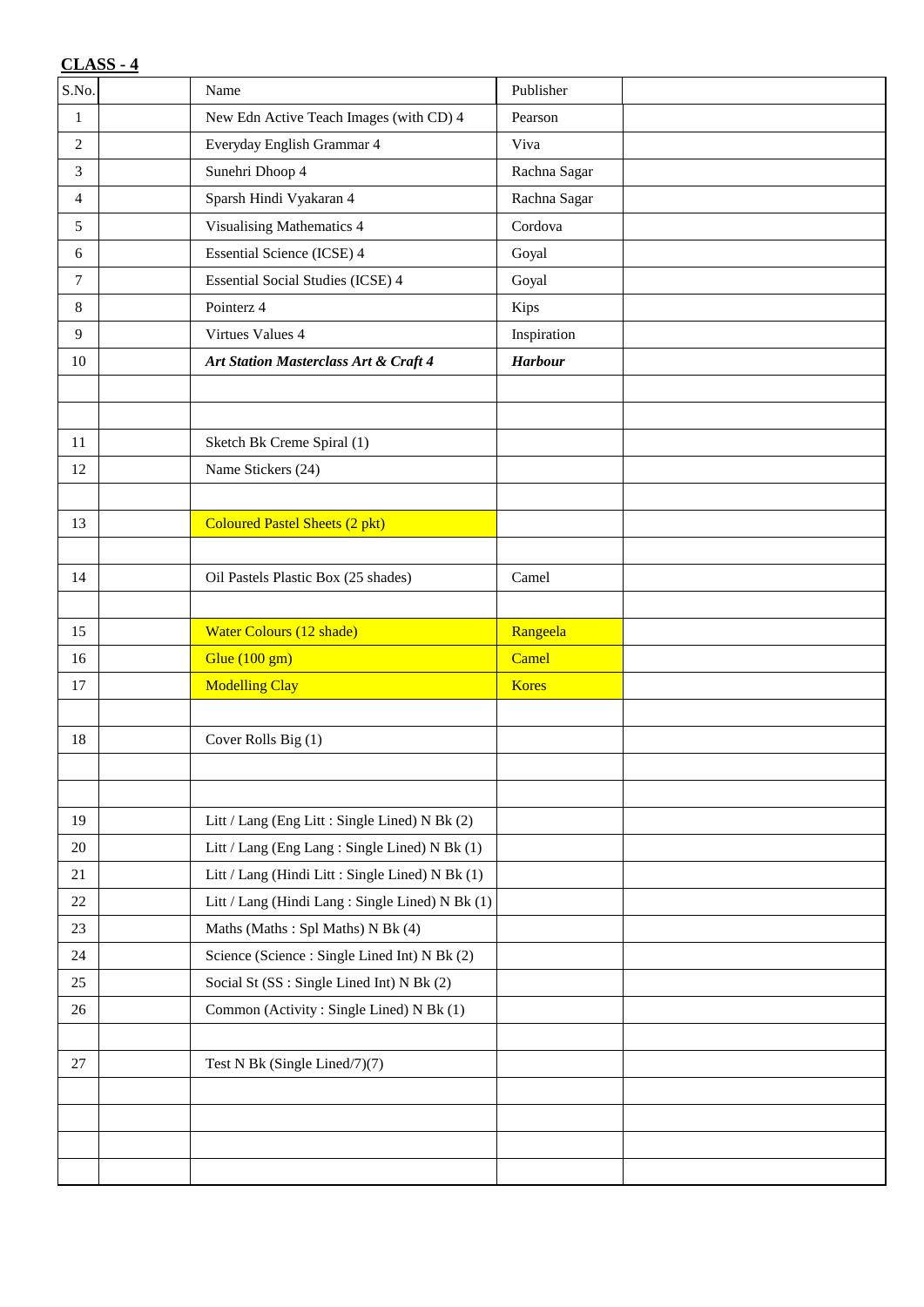**CLASS - 4**

| S.No. | | Name | Publisher | |
|---|---|---|---|---|
| 1 | | New Edn Active Teach Images (with CD) 4 | Pearson | |
| 2 | | Everyday English Grammar 4 | Viva | |
| 3 | | Sunehri Dhoop 4 | Rachna Sagar | |
| 4 | | Sparsh Hindi Vyakaran 4 | Rachna Sagar | |
| 5 | | Visualising Mathematics 4 | Cordova | |
| 6 | | Essential Science (ICSE) 4 | Goyal | |
| 7 | | Essential Social Studies (ICSE) 4 | Goyal | |
| 8 | | Pointerz 4 | Kips | |
| 9 | | Virtues Values 4 | Inspiration | |
| 10 | | ***Art Station Masterclass Art & Craft 4*** | ***Harbour*** | |
| | | | | |
| | | | | |
| 11 | | Sketch Bk Creme Spiral (1) | | |
| 12 | | Name Stickers (24) | | |
| | | | | |
| 13 | | Coloured Pastel Sheets (2 pkt) | | |
| | | | | |
| 14 | | Oil Pastels Plastic Box (25 shades) | Camel | |
| | | | | |
| 15 | | Water Colours (12 shade) | Rangeela | |
| 16 | | Glue (100 gm) | Camel | |
| 17 | | Modelling Clay | Kores | |
| | | | | |
| 18 | | Cover Rolls Big (1) | | |
| | | | | |
| | | | | |
| 19 | | Litt / Lang (Eng Litt : Single Lined) N Bk (2) | | |
| 20 | | Litt / Lang (Eng Lang : Single Lined) N Bk (1) | | |
| 21 | | Litt / Lang (Hindi Litt : Single Lined) N Bk (1) | | |
| 22 | | Litt / Lang (Hindi Lang : Single Lined) N Bk (1) | | |
| 23 | | Maths (Maths : Spl Maths) N Bk (4) | | |
| 24 | | Science (Science : Single Lined Int) N Bk (2) | | |
| 25 | | Social St (SS : Single Lined Int) N Bk (2) | | |
| 26 | | Common (Activity : Single Lined) N Bk (1) | | |
| | | | | |
| 27 | | Test N Bk (Single Lined/7)(7) | | |
| | | | | |
| | | | | |
| | | | | |
| | | | | |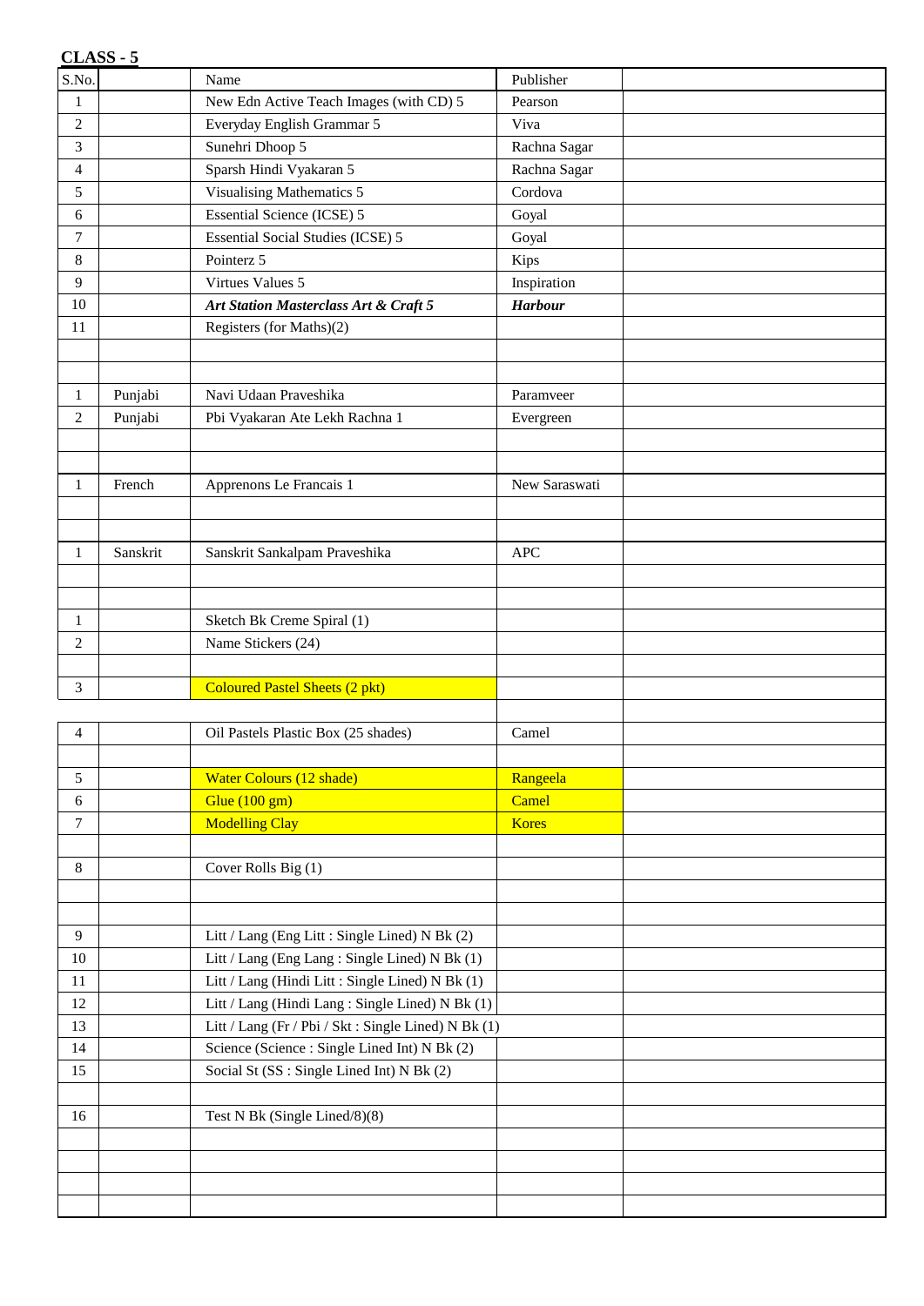**CLASS - 5**

| S.No. | | Name | Publisher | |
|---|---|---|---|---|
| 1 | | New Edn Active Teach Images (with CD) 5 | Pearson | |
| 2 | | Everyday English Grammar 5 | Viva | |
| 3 | | Sunehri Dhoop 5 | Rachna Sagar | |
| 4 | | Sparsh Hindi Vyakaran 5 | Rachna Sagar | |
| 5 | | Visualising Mathematics 5 | Cordova | |
| 6 | | Essential Science (ICSE) 5 | Goyal | |
| 7 | | Essential Social Studies (ICSE) 5 | Goyal | |
| 8 | | Pointerz 5 | Kips | |
| 9 | | Virtues Values 5 | Inspiration | |
| 10 | | ***Art Station Masterclass Art & Craft 5*** | ***Harbour*** | |
| 11 | | Registers (for Maths)(2) | | |
| | | | | |
| | | | | |
| 1 | Punjabi | Navi Udaan Praveshika | Paramveer | |
| 2 | Punjabi | Pbi Vyakaran Ate Lekh Rachna 1 | Evergreen | |
| | | | | |
| | | | | |
| 1 | French | Apprenons Le Francais 1 | New Saraswati | |
| | | | | |
| | | | | |
| 1 | Sanskrit | Sanskrit Sankalpam Praveshika | APC | |
| | | | | |
| | | | | |
| 1 | | Sketch Bk Creme Spiral (1) | | |
| 2 | | Name Stickers (24) | | |
| | | | | |
| 3 | | Coloured Pastel Sheets (2 pkt) | | |
| | | | | |
| 4 | | Oil Pastels Plastic Box (25 shades) | Camel | |
| | | | | |
| 5 | | Water Colours (12 shade) | Rangeela | |
| 6 | | Glue (100 gm) | Camel | |
| 7 | | Modelling Clay | Kores | |
| | | | | |
| 8 | | Cover Rolls Big (1) | | |
| | | | | |
| | | | | |
| 9 | | Litt / Lang (Eng Litt : Single Lined) N Bk (2) | | |
| 10 | | Litt / Lang (Eng Lang : Single Lined) N Bk (1) | | |
| 11 | | Litt / Lang (Hindi Litt : Single Lined) N Bk (1) | | |
| 12 | | Litt / Lang (Hindi Lang : Single Lined) N Bk (1) | | |
| 13 | | Litt / Lang (Fr / Pbi / Skt : Single Lined) N Bk (1) | | |
| 14 | | Science (Science : Single Lined Int) N Bk (2) | | |
| 15 | | Social St (SS : Single Lined Int) N Bk (2) | | |
| | | | | |
| 16 | | Test N Bk (Single Lined/8)(8) | | |
| | | | | |
| | | | | |
| | | | | |
| | | | | |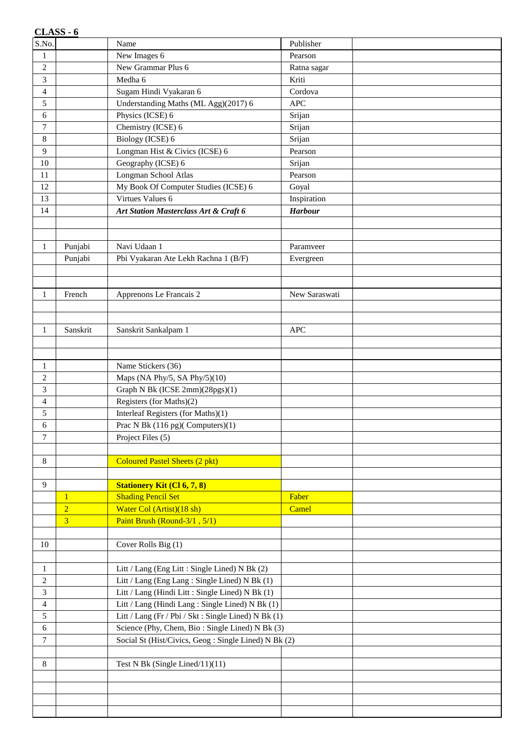**CLASS - 6**

| S.No. | | Name | Publisher | |
|---|---|---|---|---|
| 1 | | New Images 6 | Pearson | |
| 2 | | New Grammar Plus 6 | Ratna sagar | |
| 3 | | Medha 6 | Kriti | |
| 4 | | Sugam Hindi Vyakaran 6 | Cordova | |
| 5 | | Understanding Maths (ML Agg)(2017) 6 | APC | |
| 6 | | Physics (ICSE) 6 | Srijan | |
| 7 | | Chemistry (ICSE) 6 | Srijan | |
| 8 | | Biology (ICSE) 6 | Srijan | |
| 9 | | Longman Hist & Civics (ICSE) 6 | Pearson | |
| 10 | | Geography (ICSE) 6 | Srijan | |
| 11 | | Longman School Atlas | Pearson | |
| 12 | | My Book Of Computer Studies (ICSE) 6 | Goyal | |
| 13 | | Virtues Values 6 | Inspiration | |
| 14 | | ***Art Station Masterclass Art & Craft 6*** | ***Harbour*** | |
| | | | | |
| | | | | |
| 1 | Punjabi | Navi Udaan 1 | Paramveer | |
| | Punjabi | Pbi Vyakaran Ate Lekh Rachna 1 (B/F) | Evergreen | |
| | | | | |
| | | | | |
| 1 | French | Apprenons Le Francais 2 | New Saraswati | |
| | | | | |
| | | | | |
| 1 | Sanskrit | Sanskrit Sankalpam 1 | APC | |
| | | | | |
| | | | | |
| 1 | | Name Stickers (36) | | |
| 2 | | Maps (NA Phy/5, SA Phy/5)(10) | | |
| 3 | | Graph N Bk (ICSE 2mm)(28pgs)(1) | | |
| 4 | | Registers (for Maths)(2) | | |
| 5 | | Interleaf Registers (for Maths)(1) | | |
| 6 | | Prac N Bk (116 pg)( Computers)(1) | | |
| 7 | | Project Files (5) | | |
| | | | | |
| 8 | | Coloured Pastel Sheets (2 pkt) | | |
| | | | | |
| 9 | | **Stationery Kit (Cl 6, 7, 8)** | | |
| | 1 | Shading Pencil Set | Faber | |
| | 2 | Water Col (Artist)(18 sh) | Camel | |
| | 3 | Paint Brush (Round-3/1 , 5/1) | | |
| | | | | |
| 10 | | Cover Rolls Big (1) | | |
| | | | | |
| 1 | | Litt / Lang (Eng Litt : Single Lined) N Bk (2) | | |
| 2 | | Litt / Lang (Eng Lang : Single Lined) N Bk (1) | | |
| 3 | | Litt / Lang (Hindi Litt : Single Lined) N Bk (1) | | |
| 4 | | Litt / Lang (Hindi Lang : Single Lined) N Bk (1) | | |
| 5 | | Litt / Lang (Fr / Pbi / Skt : Single Lined) N Bk (1) | | |
| 6 | | Science (Phy, Chem, Bio : Single Lined) N Bk (3) | | |
| 7 | | Social St (Hist/Civics, Geog : Single Lined) N Bk (2) | | |
| | | | | |
| 8 | | Test N Bk (Single Lined/11)(11) | | |
| | | | | |
| | | | | |
| | | | | |
| | | | | |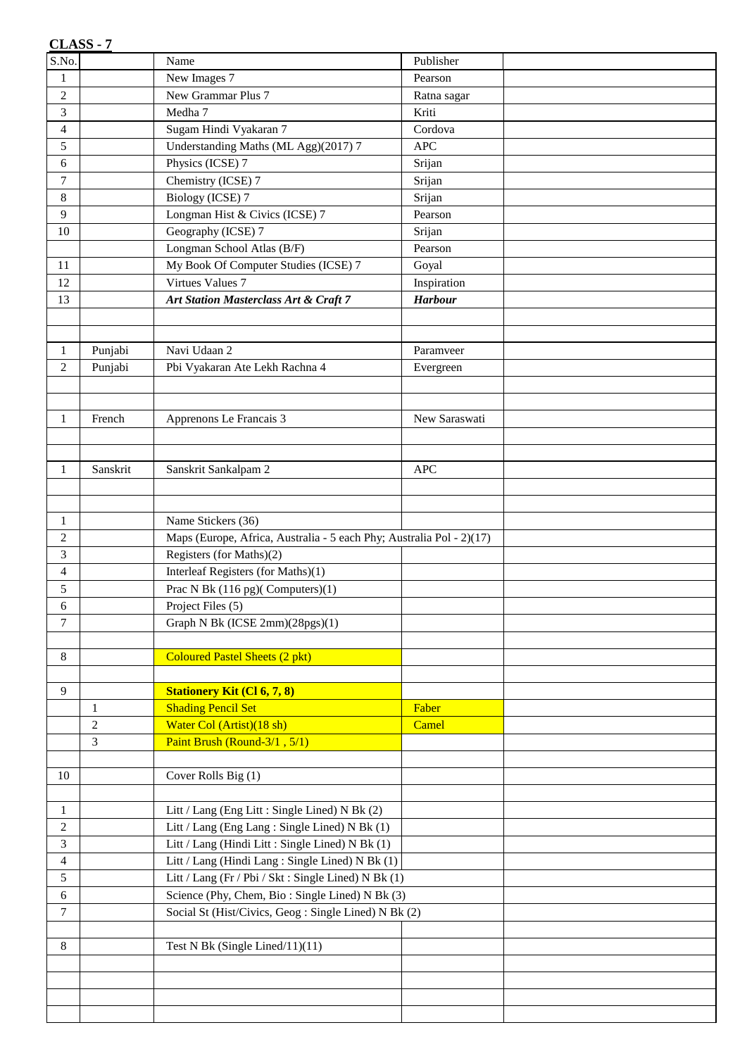**CLASS - 7**

| S.No. | | Name | Publisher | |
|---|---|---|---|---|
| 1 | | New Images 7 | Pearson | |
| 2 | | New Grammar Plus 7 | Ratna sagar | |
| 3 | | Medha 7 | Kriti | |
| 4 | | Sugam Hindi Vyakaran 7 | Cordova | |
| 5 | | Understanding Maths (ML Agg)(2017) 7 | APC | |
| 6 | | Physics (ICSE) 7 | Srijan | |
| 7 | | Chemistry (ICSE) 7 | Srijan | |
| 8 | | Biology (ICSE) 7 | Srijan | |
| 9 | | Longman Hist & Civics (ICSE) 7 | Pearson | |
| 10 | | Geography (ICSE) 7 | Srijan | |
| | | Longman School Atlas (B/F) | Pearson | |
| 11 | | My Book Of Computer Studies (ICSE) 7 | Goyal | |
| 12 | | Virtues Values 7 | Inspiration | |
| 13 | | ***Art Station Masterclass Art & Craft 7*** | ***Harbour*** | |
| | | | | |
| | | | | |
| 1 | Punjabi | Navi Udaan 2 | Paramveer | |
| 2 | Punjabi | Pbi Vyakaran Ate Lekh Rachna 4 | Evergreen | |
| | | | | |
| | | | | |
| 1 | French | Apprenons Le Francais 3 | New Saraswati | |
| | | | | |
| | | | | |
| 1 | Sanskrit | Sanskrit Sankalpam 2 | APC | |
| | | | | |
| | | | | |
| 1 | | Name Stickers (36) | | |
| 2 | | Maps (Europe, Africa, Australia - 5 each Phy; Australia Pol - 2)(17) | | |
| 3 | | Registers (for Maths)(2) | | |
| 4 | | Interleaf Registers (for Maths)(1) | | |
| 5 | | Prac N Bk (116 pg)( Computers)(1) | | |
| 6 | | Project Files (5) | | |
| 7 | | Graph N Bk (ICSE 2mm)(28pgs)(1) | | |
| | | | | |
| 8 | | Coloured Pastel Sheets (2 pkt) | | |
| | | | | |
| 9 | | **Stationery Kit (Cl 6, 7, 8)** | | |
| | 1 | Shading Pencil Set | Faber | |
| | 2 | Water Col (Artist)(18 sh) | Camel | |
| | 3 | Paint Brush (Round-3/1 , 5/1) | | |
| | | | | |
| 10 | | Cover Rolls Big (1) | | |
| | | | | |
| 1 | | Litt / Lang (Eng Litt : Single Lined) N Bk (2) | | |
| 2 | | Litt / Lang (Eng Lang : Single Lined) N Bk (1) | | |
| 3 | | Litt / Lang (Hindi Litt : Single Lined) N Bk (1) | | |
| 4 | | Litt / Lang (Hindi Lang : Single Lined) N Bk (1) | | |
| 5 | | Litt / Lang (Fr / Pbi / Skt : Single Lined) N Bk (1) | | |
| 6 | | Science (Phy, Chem, Bio : Single Lined) N Bk (3) | | |
| 7 | | Social St (Hist/Civics, Geog : Single Lined) N Bk (2) | | |
| | | | | |
| 8 | | Test N Bk (Single Lined/11)(11) | | |
| | | | | |
| | | | | |
| | | | | |
| | | | | |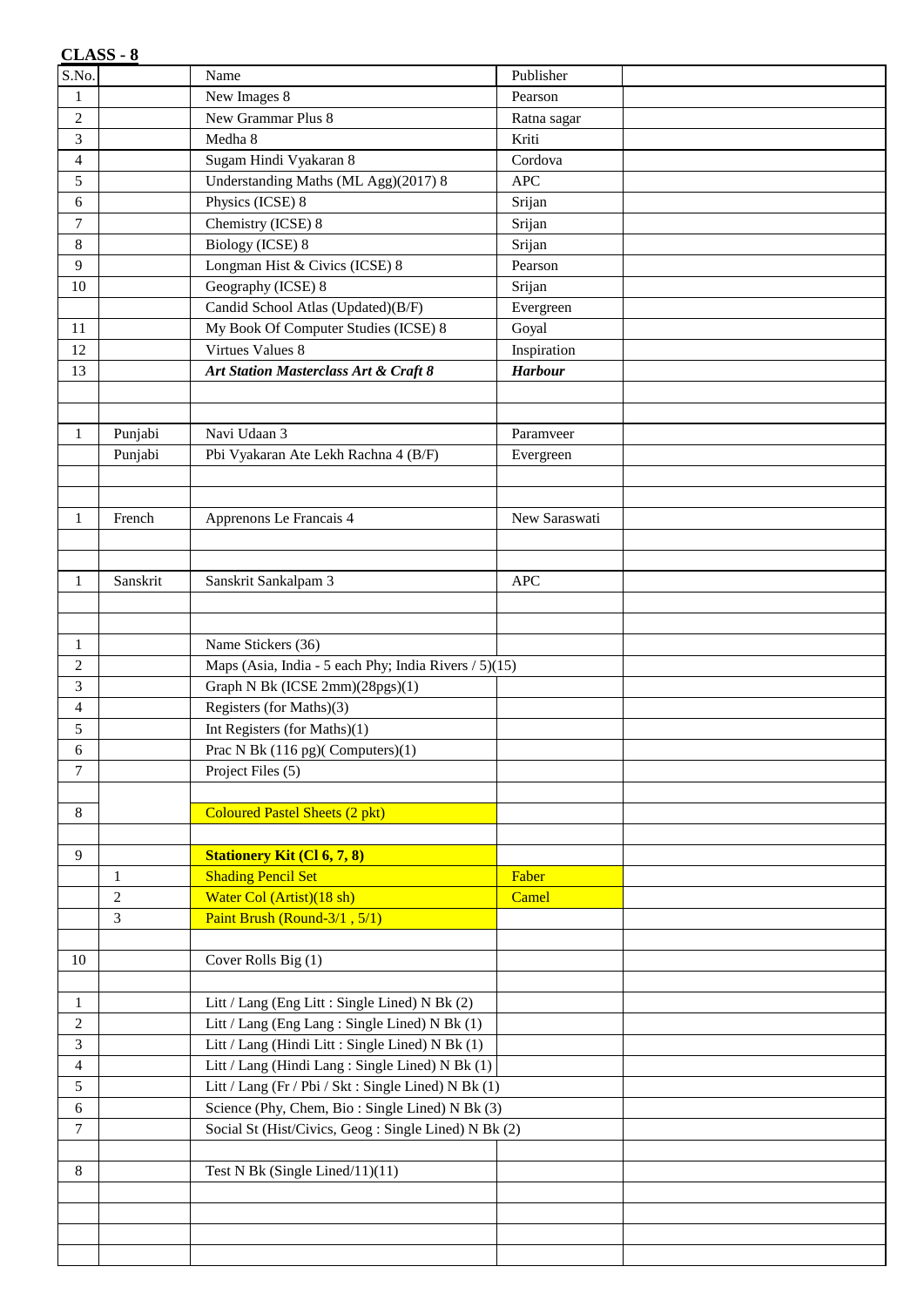**CLASS - 8**

| S.No. | | Name | Publisher | |
|---|---|---|---|---|
| 1 | | New Images 8 | Pearson | |
| 2 | | New Grammar Plus 8 | Ratna sagar | |
| 3 | | Medha 8 | Kriti | |
| 4 | | Sugam Hindi Vyakaran 8 | Cordova | |
| 5 | | Understanding Maths (ML Agg)(2017) 8 | APC | |
| 6 | | Physics (ICSE) 8 | Srijan | |
| 7 | | Chemistry (ICSE) 8 | Srijan | |
| 8 | | Biology (ICSE) 8 | Srijan | |
| 9 | | Longman Hist & Civics (ICSE) 8 | Pearson | |
| 10 | | Geography (ICSE) 8 | Srijan | |
| | | Candid School Atlas (Updated)(B/F) | Evergreen | |
| 11 | | My Book Of Computer Studies (ICSE) 8 | Goyal | |
| 12 | | Virtues Values 8 | Inspiration | |
| 13 | | ***Art Station Masterclass Art & Craft 8*** | ***Harbour*** | |
| | | | | |
| | | | | |
| 1 | Punjabi | Navi Udaan 3 | Paramveer | |
| | Punjabi | Pbi Vyakaran Ate Lekh Rachna 4 (B/F) | Evergreen | |
| | | | | |
| | | | | |
| 1 | French | Apprenons Le Francais 4 | New Saraswati | |
| | | | | |
| | | | | |
| 1 | Sanskrit | Sanskrit Sankalpam 3 | APC | |
| | | | | |
| | | | | |
| 1 | | Name Stickers (36) | | |
| 2 | | Maps (Asia, India - 5 each Phy; India Rivers / 5)(15) | | |
| 3 | | Graph N Bk (ICSE 2mm)(28pgs)(1) | | |
| 4 | | Registers (for Maths)(3) | | |
| 5 | | Int Registers (for Maths)(1) | | |
| 6 | | Prac N Bk (116 pg)( Computers)(1) | | |
| 7 | | Project Files (5) | | |
| | | | | |
| 8 | | Coloured Pastel Sheets (2 pkt) | | |
| | | | | |
| 9 | | **Stationery Kit (Cl 6, 7, 8)** | | |
| | 1 | Shading Pencil Set | Faber | |
| | 2 | Water Col (Artist)(18 sh) | Camel | |
| | 3 | Paint Brush (Round-3/1 , 5/1) | | |
| | | | | |
| 10 | | Cover Rolls Big (1) | | |
| | | | | |
| 1 | | Litt / Lang (Eng Litt : Single Lined) N Bk (2) | | |
| 2 | | Litt / Lang (Eng Lang : Single Lined) N Bk (1) | | |
| 3 | | Litt / Lang (Hindi Litt : Single Lined) N Bk (1) | | |
| 4 | | Litt / Lang (Hindi Lang : Single Lined) N Bk (1) | | |
| 5 | | Litt / Lang (Fr / Pbi / Skt : Single Lined) N Bk (1) | | |
| 6 | | Science (Phy, Chem, Bio : Single Lined) N Bk (3) | | |
| 7 | | Social St (Hist/Civics, Geog : Single Lined) N Bk (2) | | |
| | | | | |
| 8 | | Test N Bk (Single Lined/11)(11) | | |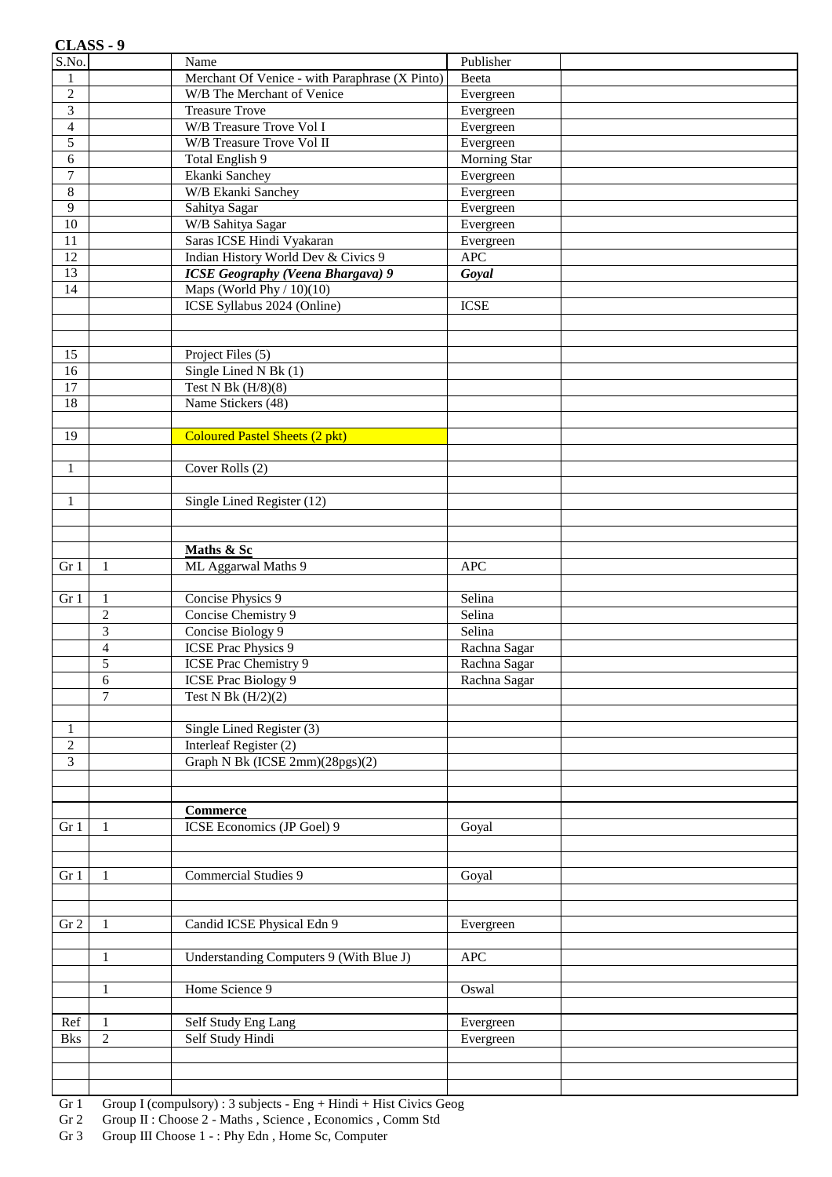**CLASS - 9**

| S.No. | | Name | Publisher | |
|---|---|---|---|---|
| 1 | | Merchant Of Venice - with Paraphrase (X Pinto) | Beeta | |
| 2 | | W/B The Merchant of Venice | Evergreen | |
| 3 | | Treasure Trove | Evergreen | |
| 4 | | W/B Treasure Trove Vol I | Evergreen | |
| 5 | | W/B Treasure Trove Vol II | Evergreen | |
| 6 | | Total English 9 | Morning Star | |
| 7 | | Ekanki Sanchey | Evergreen | |
| 8 | | W/B Ekanki Sanchey | Evergreen | |
| 9 | | Sahitya Sagar | Evergreen | |
| 10 | | W/B Sahitya Sagar | Evergreen | |
| 11 | | Saras ICSE Hindi Vyakaran | Evergreen | |
| 12 | | Indian History World Dev & Civics 9 | APC | |
| 13 | | ***ICSE Geography (Veena Bhargava) 9*** | ***Goyal*** | |
| 14 | | Maps (World Phy / 10)(10) | | |
| | | ICSE Syllabus 2024 (Online) | ICSE | |
| | | | | |
| | | | | |
| 15 | | Project Files (5) | | |
| 16 | | Single Lined N Bk (1) | | |
| 17 | | Test N Bk (H/8)(8) | | |
| 18 | | Name Stickers (48) | | |
| | | | | |
| 19 | | Coloured Pastel Sheets (2 pkt) | | |
| | | | | |
| 1 | | Cover Rolls (2) | | |
| | | | | |
| 1 | | Single Lined Register (12) | | |
| | | | | |
| | | | | |
| | | **Maths & Sc** | | |
| Gr 1 | 1 | ML Aggarwal Maths 9 | APC | |
| | | | | |
| Gr 1 | 1 | Concise Physics 9 | Selina | |
| | 2 | Concise Chemistry 9 | Selina | |
| | 3 | Concise Biology 9 | Selina | |
| | 4 | ICSE Prac Physics 9 | Rachna Sagar | |
| | 5 | ICSE Prac Chemistry 9 | Rachna Sagar | |
| | 6 | ICSE Prac Biology 9 | Rachna Sagar | |
| | 7 | Test N Bk (H/2)(2) | | |
| | | | | |
| 1 | | Single Lined Register (3) | | |
| 2 | | Interleaf Register (2) | | |
| 3 | | Graph N Bk (ICSE 2mm)(28pgs)(2) | | |
| | | | | |
| | | | | |
| | | **Commerce** | | |
| Gr 1 | 1 | ICSE Economics (JP Goel) 9 | Goyal | |
| | | | | |
| | | | | |
| Gr 1 | 1 | Commercial Studies 9 | Goyal | |
| | | | | |
| | | | | |
| Gr 2 | 1 | Candid ICSE Physical Edn 9 | Evergreen | |
| | | | | |
| | 1 | Understanding Computers 9 (With Blue J) | APC | |
| | | | | |
| | 1 | Home Science 9 | Oswal | |
| | | | | |
| Ref | 1 | Self Study Eng Lang | Evergreen | |
| Bks | 2 | Self Study Hindi | Evergreen | |
| | | | | |
| | | | | |
| | | | | |

Gr 1 Group I (compulsory) : 3 subjects - Eng + Hindi + Hist Civics Geog

Gr 2 Group II : Choose 2 - Maths , Science , Economics , Comm Std

Gr 3 Group III Choose 1 - : Phy Edn , Home Sc, Computer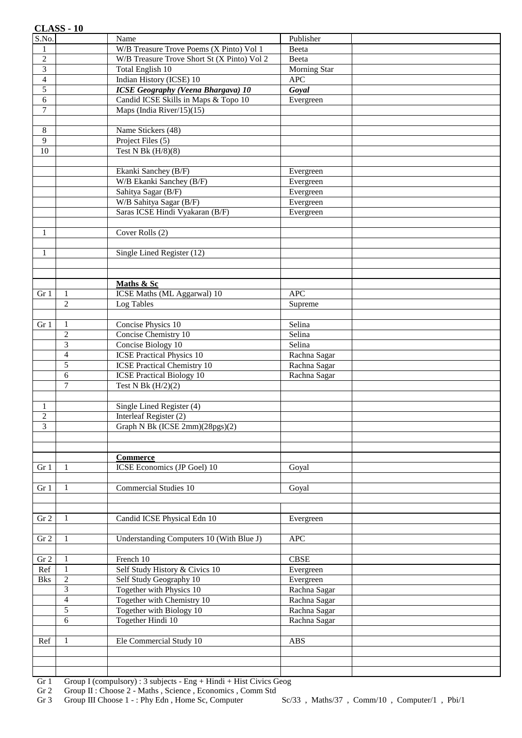**CLASS - 10**

| S.No. | | Name | Publisher | |
|---|---|---|---|---|
| 1 | | W/B Treasure Trove Poems (X Pinto) Vol 1 | Beeta | |
| 2 | | W/B Treasure Trove Short St (X Pinto) Vol 2 | Beeta | |
| 3 | | Total English 10 | Morning Star | |
| 4 | | Indian History (ICSE) 10 | APC | |
| 5 | | ***ICSE Geography (Veena Bhargava) 10*** | ***Goyal*** | |
| 6 | | Candid ICSE Skills in Maps & Topo 10 | Evergreen | |
| 7 | | Maps (India River/15)(15) | | |
| | | | | |
| 8 | | Name Stickers (48) | | |
| 9 | | Project Files (5) | | |
| 10 | | Test N Bk (H/8)(8) | | |
| | | | | |
| | | Ekanki Sanchey (B/F) | Evergreen | |
| | | W/B Ekanki Sanchey (B/F) | Evergreen | |
| | | Sahitya Sagar (B/F) | Evergreen | |
| | | W/B Sahitya Sagar (B/F) | Evergreen | |
| | | Saras ICSE Hindi Vyakaran (B/F) | Evergreen | |
| | | | | |
| 1 | | Cover Rolls (2) | | |
| | | | | |
| 1 | | Single Lined Register (12) | | |
| | | | | |
| | | | | |
| | | **Maths & Sc** | | |
| Gr 1 | 1 | ICSE Maths (ML Aggarwal) 10 | APC | |
| | 2 | Log Tables | Supreme | |
| | | | | |
| Gr 1 | 1 | Concise Physics 10 | Selina | |
| | 2 | Concise Chemistry 10 | Selina | |
| | 3 | Concise Biology 10 | Selina | |
| | 4 | ICSE Practical Physics 10 | Rachna Sagar | |
| | 5 | ICSE Practical Chemistry 10 | Rachna Sagar | |
| | 6 | ICSE Practical Biology 10 | Rachna Sagar | |
| | 7 | Test N Bk (H/2)(2) | | |
| | | | | |
| 1 | | Single Lined Register (4) | | |
| 2 | | Interleaf Register (2) | | |
| 3 | | Graph N Bk (ICSE 2mm)(28pgs)(2) | | |
| | | | | |
| | | | | |
| | | **Commerce** | | |
| Gr 1 | 1 | ICSE Economics (JP Goel) 10 | Goyal | |
| | | | | |
| Gr 1 | 1 | Commercial Studies 10 | Goyal | |
| | | | | |
| | | | | |
| Gr 2 | 1 | Candid ICSE Physical Edn 10 | Evergreen | |
| | | | | |
| Gr 2 | 1 | Understanding Computers 10 (With Blue J) | APC | |
| | | | | |
| Gr 2 | 1 | French 10 | CBSE | |
| Ref | 1 | Self Study History & Civics 10 | Evergreen | |
| Bks | 2 | Self Study Geography 10 | Evergreen | |
| | 3 | Together with Physics 10 | Rachna Sagar | |
| | 4 | Together with Chemistry 10 | Rachna Sagar | |
| | 5 | Together with Biology 10 | Rachna Sagar | |
| | 6 | Together Hindi 10 | Rachna Sagar | |
| | | | | |
| Ref | 1 | Ele Commercial Study 10 | ABS | |
| | | | | |
| | | | | |
| | | | | |

Gr 1 Group I (compulsory) : 3 subjects - Eng + Hindi + Hist Civics Geog

Gr 2 Group II : Choose 2 - Maths , Science , Economics , Comm Std

Gr 3 Group III Choose 1 - : Phy Edn , Home Sc, Computer Sc/33 , Maths/37 , Comm/10 , Computer/1 , Pbi/1